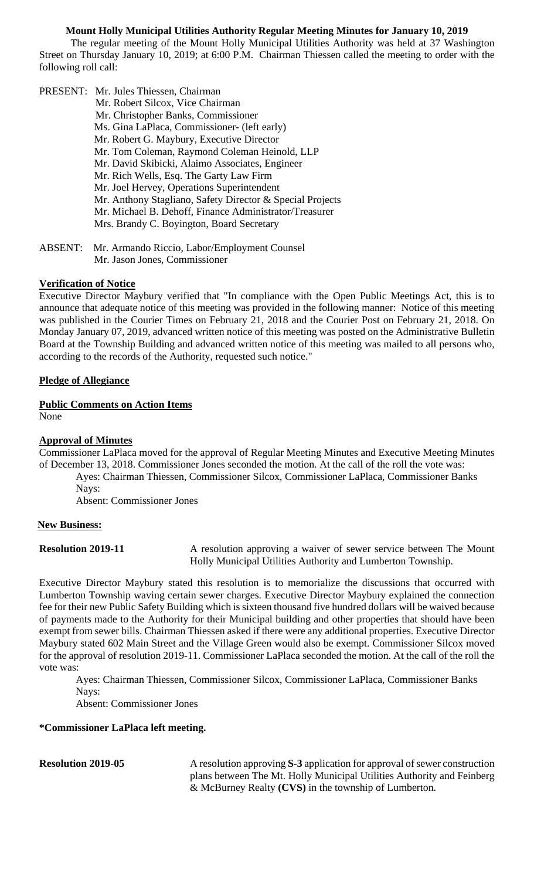**Mount Holly Municipal Utilities Authority Regular Meeting Minutes for January 10, 2019**

The regular meeting of the Mount Holly Municipal Utilities Authority was held at 37 Washington Street on Thursday January 10, 2019; at 6:00 P.M. Chairman Thiessen called the meeting to order with the following roll call:

PRESENT: Mr. Jules Thiessen, Chairman
Mr. Robert Silcox, Vice Chairman
Mr. Christopher Banks, Commissioner
Ms. Gina LaPlaca, Commissioner- (left early)
Mr. Robert G. Maybury, Executive Director
Mr. Tom Coleman, Raymond Coleman Heinold, LLP
Mr. David Skibicki, Alaimo Associates, Engineer
Mr. Rich Wells, Esq. The Garty Law Firm
Mr. Joel Hervey, Operations Superintendent
Mr. Anthony Stagliano, Safety Director & Special Projects
Mr. Michael B. Dehoff, Finance Administrator/Treasurer
Mrs. Brandy C. Boyington, Board Secretary

ABSENT: Mr. Armando Riccio, Labor/Employment Counsel
Mr. Jason Jones, Commissioner

**Verification of Notice**

Executive Director Maybury verified that "In compliance with the Open Public Meetings Act, this is to announce that adequate notice of this meeting was provided in the following manner: Notice of this meeting was published in the Courier Times on February 21, 2018 and the Courier Post on February 21, 2018. On Monday January 07, 2019, advanced written notice of this meeting was posted on the Administrative Bulletin Board at the Township Building and advanced written notice of this meeting was mailed to all persons who, according to the records of the Authority, requested such notice."

**Pledge of Allegiance**

**Public Comments on Action Items**

None

**Approval of Minutes**

Commissioner LaPlaca moved for the approval of Regular Meeting Minutes and Executive Meeting Minutes of December 13, 2018. Commissioner Jones seconded the motion. At the call of the roll the vote was:

Ayes: Chairman Thiessen, Commissioner Silcox, Commissioner LaPlaca, Commissioner Banks
Nays:
Absent: Commissioner Jones

**New Business:**

**Resolution 2019-11** A resolution approving a waiver of sewer service between The Mount Holly Municipal Utilities Authority and Lumberton Township.

Executive Director Maybury stated this resolution is to memorialize the discussions that occurred with Lumberton Township waving certain sewer charges. Executive Director Maybury explained the connection fee for their new Public Safety Building which is sixteen thousand five hundred dollars will be waived because of payments made to the Authority for their Municipal building and other properties that should have been exempt from sewer bills. Chairman Thiessen asked if there were any additional properties. Executive Director Maybury stated 602 Main Street and the Village Green would also be exempt. Commissioner Silcox moved for the approval of resolution 2019-11. Commissioner LaPlaca seconded the motion. At the call of the roll the vote was:

Ayes: Chairman Thiessen, Commissioner Silcox, Commissioner LaPlaca, Commissioner Banks
Nays:
Absent: Commissioner Jones

**\*Commissioner LaPlaca left meeting.**

**Resolution 2019-05** A resolution approving **S-3** application for approval of sewer construction plans between The Mt. Holly Municipal Utilities Authority and Feinberg & McBurney Realty **(CVS)** in the township of Lumberton.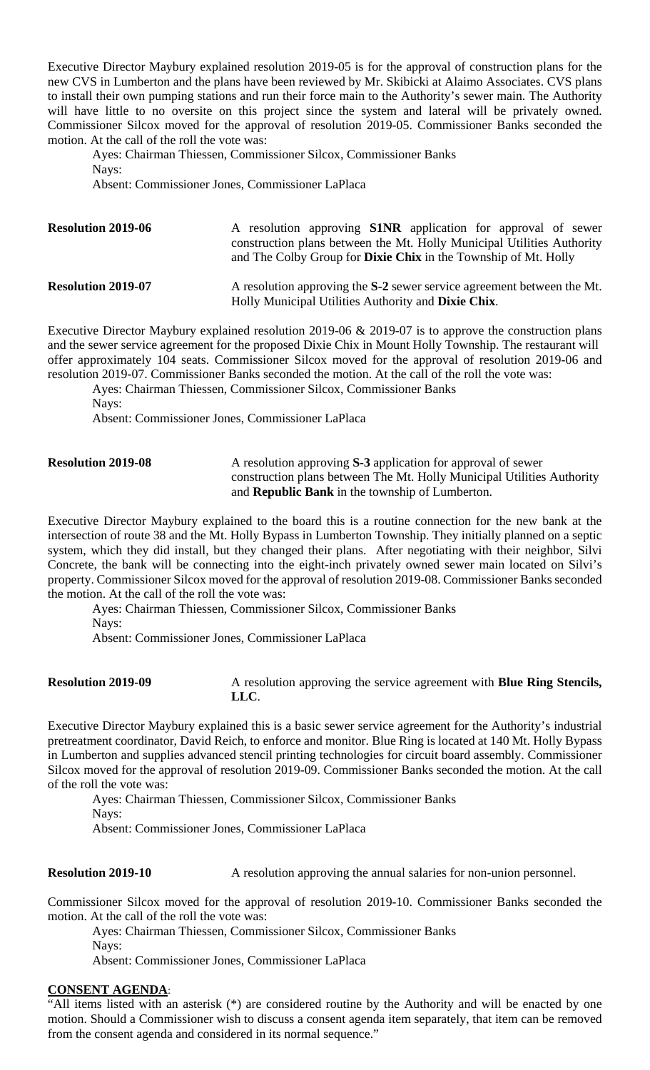Executive Director Maybury explained resolution 2019-05 is for the approval of construction plans for the new CVS in Lumberton and the plans have been reviewed by Mr. Skibicki at Alaimo Associates. CVS plans to install their own pumping stations and run their force main to the Authority's sewer main. The Authority will have little to no oversite on this project since the system and lateral will be privately owned. Commissioner Silcox moved for the approval of resolution 2019-05. Commissioner Banks seconded the motion. At the call of the roll the vote was:

Ayes: Chairman Thiessen, Commissioner Silcox, Commissioner Banks
Nays:
Absent: Commissioner Jones, Commissioner LaPlaca

**Resolution 2019-06** — A resolution approving **S1NR** application for approval of sewer construction plans between the Mt. Holly Municipal Utilities Authority and The Colby Group for **Dixie Chix** in the Township of Mt. Holly

**Resolution 2019-07** — A resolution approving the **S-2** sewer service agreement between the Mt. Holly Municipal Utilities Authority and **Dixie Chix**.

Executive Director Maybury explained resolution 2019-06 & 2019-07 is to approve the construction plans and the sewer service agreement for the proposed Dixie Chix in Mount Holly Township. The restaurant will offer approximately 104 seats. Commissioner Silcox moved for the approval of resolution 2019-06 and resolution 2019-07. Commissioner Banks seconded the motion. At the call of the roll the vote was:

Ayes: Chairman Thiessen, Commissioner Silcox, Commissioner Banks
Nays:
Absent: Commissioner Jones, Commissioner LaPlaca

**Resolution 2019-08** — A resolution approving **S-3** application for approval of sewer construction plans between The Mt. Holly Municipal Utilities Authority and **Republic Bank** in the township of Lumberton.

Executive Director Maybury explained to the board this is a routine connection for the new bank at the intersection of route 38 and the Mt. Holly Bypass in Lumberton Township. They initially planned on a septic system, which they did install, but they changed their plans. After negotiating with their neighbor, Silvi Concrete, the bank will be connecting into the eight-inch privately owned sewer main located on Silvi's property. Commissioner Silcox moved for the approval of resolution 2019-08. Commissioner Banks seconded the motion. At the call of the roll the vote was:

Ayes: Chairman Thiessen, Commissioner Silcox, Commissioner Banks
Nays:
Absent: Commissioner Jones, Commissioner LaPlaca

**Resolution 2019-09** — A resolution approving the service agreement with **Blue Ring Stencils, LLC**.

Executive Director Maybury explained this is a basic sewer service agreement for the Authority's industrial pretreatment coordinator, David Reich, to enforce and monitor. Blue Ring is located at 140 Mt. Holly Bypass in Lumberton and supplies advanced stencil printing technologies for circuit board assembly. Commissioner Silcox moved for the approval of resolution 2019-09. Commissioner Banks seconded the motion. At the call of the roll the vote was:

Ayes: Chairman Thiessen, Commissioner Silcox, Commissioner Banks
Nays:
Absent: Commissioner Jones, Commissioner LaPlaca

**Resolution 2019-10** — A resolution approving the annual salaries for non-union personnel.

Commissioner Silcox moved for the approval of resolution 2019-10. Commissioner Banks seconded the motion. At the call of the roll the vote was:

Ayes: Chairman Thiessen, Commissioner Silcox, Commissioner Banks
Nays:
Absent: Commissioner Jones, Commissioner LaPlaca

**CONSENT AGENDA**:

"All items listed with an asterisk (*) are considered routine by the Authority and will be enacted by one motion. Should a Commissioner wish to discuss a consent agenda item separately, that item can be removed from the consent agenda and considered in its normal sequence."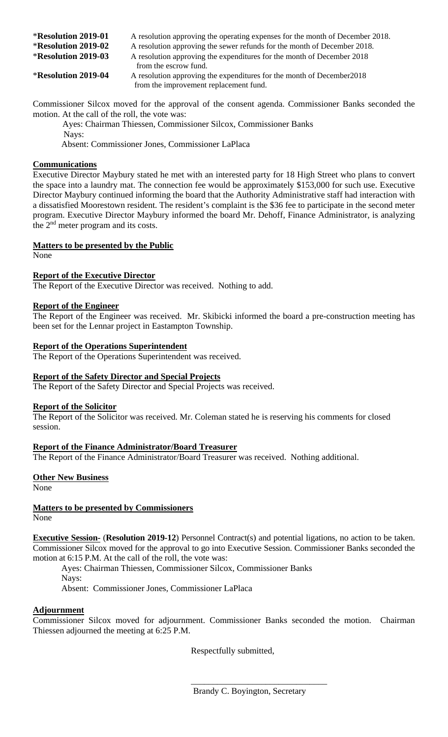| | |
|---|---|
| ***Resolution 2019-01** | A resolution approving the operating expenses for the month of December 2018. |
| ***Resolution 2019-02** | A resolution approving the sewer refunds for the month of December 2018. |
| ***Resolution 2019-03** | A resolution approving the expenditures for the month of December 2018 from the escrow fund. |
| ***Resolution 2019-04** | A resolution approving the expenditures for the month of December2018 from the improvement replacement fund. |

Commissioner Silcox moved for the approval of the consent agenda. Commissioner Banks seconded the motion. At the call of the roll, the vote was:

Ayes: Chairman Thiessen, Commissioner Silcox, Commissioner Banks
Nays:
Absent: Commissioner Jones, Commissioner LaPlaca

**Communications**

Executive Director Maybury stated he met with an interested party for 18 High Street who plans to convert the space into a laundry mat. The connection fee would be approximately $153,000 for such use. Executive Director Maybury continued informing the board that the Authority Administrative staff had interaction with a dissatisfied Moorestown resident. The resident's complaint is the $36 fee to participate in the second meter program. Executive Director Maybury informed the board Mr. Dehoff, Finance Administrator, is analyzing the 2nd meter program and its costs.

**Matters to be presented by the Public**

None

**Report of the Executive Director**

The Report of the Executive Director was received. Nothing to add.

**Report of the Engineer**

The Report of the Engineer was received. Mr. Skibicki informed the board a pre-construction meeting has been set for the Lennar project in Eastampton Township.

**Report of the Operations Superintendent**

The Report of the Operations Superintendent was received.

**Report of the Safety Director and Special Projects**

The Report of the Safety Director and Special Projects was received.

**Report of the Solicitor**

The Report of the Solicitor was received. Mr. Coleman stated he is reserving his comments for closed session.

**Report of the Finance Administrator/Board Treasurer**

The Report of the Finance Administrator/Board Treasurer was received. Nothing additional.

**Other New Business**

None

**Matters to be presented by Commissioners**

None

**Executive Session-** (**Resolution 2019-12**) Personnel Contract(s) and potential ligations, no action to be taken. Commissioner Silcox moved for the approval to go into Executive Session. Commissioner Banks seconded the motion at 6:15 P.M. At the call of the roll, the vote was:

Ayes: Chairman Thiessen, Commissioner Silcox, Commissioner Banks
Nays:
Absent: Commissioner Jones, Commissioner LaPlaca

**Adjournment**

Commissioner Silcox moved for adjournment. Commissioner Banks seconded the motion. Chairman Thiessen adjourned the meeting at 6:25 P.M.

Respectfully submitted,

\_\_\_\_\_\_\_\_\_\_\_\_\_\_\_\_\_\_\_\_\_\_\_\_\_\_\_\_\_\_\_\_

Brandy C. Boyington, Secretary